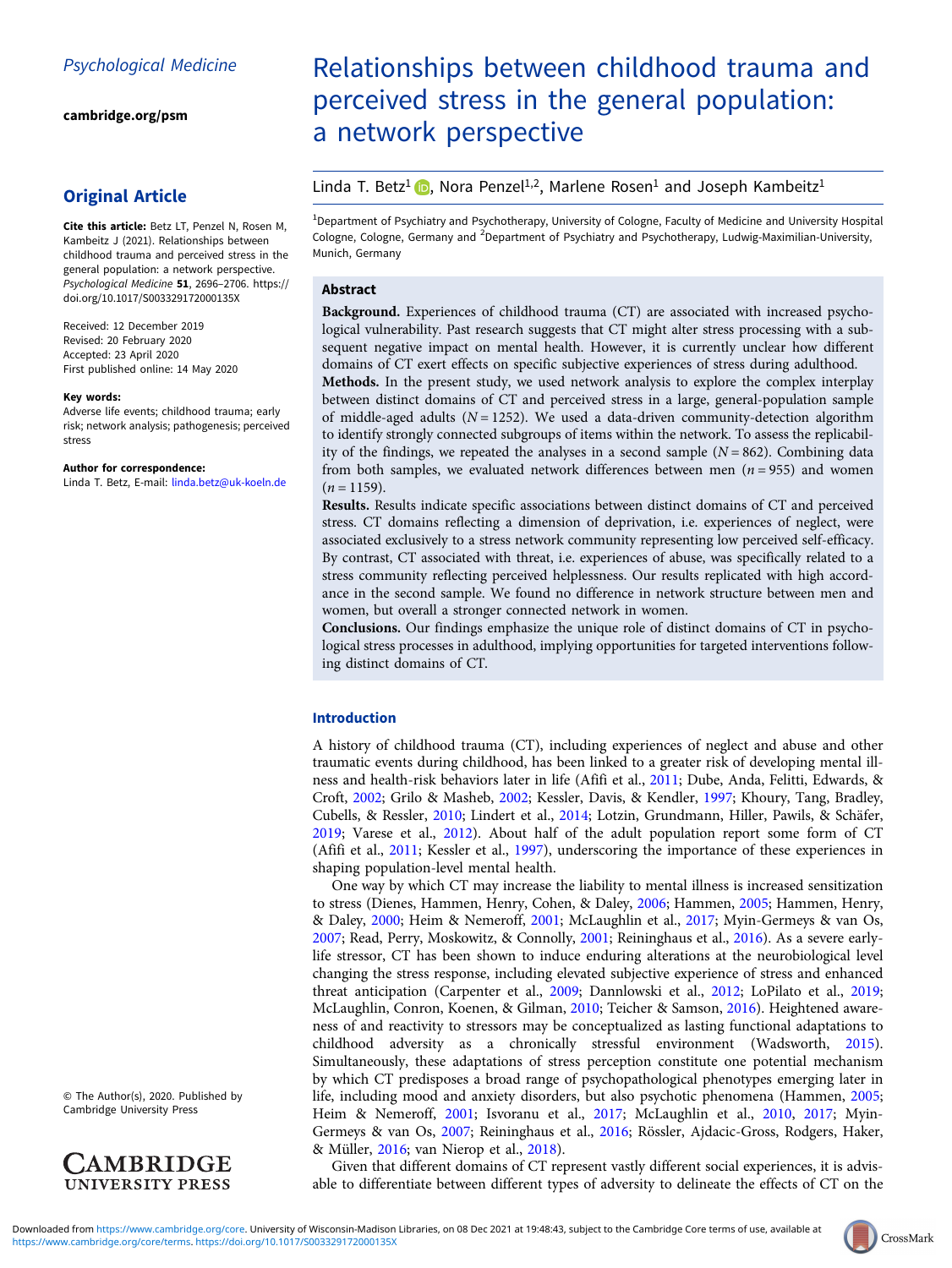Psychological Medicine

cambridge.org/psm

## Original Article

**Cite this article:** Betz LT, Penzel N, Rosen M, Kambeitz J (2021). Relationships between childhood trauma and perceived stress in the general population: a network perspective. *Psychological Medicine* **51**, 2696–2706. https://doi.org/10.1017/S003329172000135X

Received: 12 December 2019
Revised: 20 February 2020
Accepted: 23 April 2020
First published online: 14 May 2020

**Key words:**
Adverse life events; childhood trauma; early risk; network analysis; pathogenesis; perceived stress

**Author for correspondence:**
Linda T. Betz, E-mail: linda.betz@uk-koeln.de

© The Author(s), 2020. Published by Cambridge University Press

# Relationships between childhood trauma and perceived stress in the general population: a network perspective

Linda T. Betz[1], Nora Penzel[1,2], Marlene Rosen[1] and Joseph Kambeitz[1]

[1]Department of Psychiatry and Psychotherapy, University of Cologne, Faculty of Medicine and University Hospital Cologne, Cologne, Germany and [2]Department of Psychiatry and Psychotherapy, Ludwig-Maximilian-University, Munich, Germany

## Abstract

**Background.** Experiences of childhood trauma (CT) are associated with increased psychological vulnerability. Past research suggests that CT might alter stress processing with a subsequent negative impact on mental health. However, it is currently unclear how different domains of CT exert effects on specific subjective experiences of stress during adulthood.

**Methods.** In the present study, we used network analysis to explore the complex interplay between distinct domains of CT and perceived stress in a large, general-population sample of middle-aged adults ($N = 1252$). We used a data-driven community-detection algorithm to identify strongly connected subgroups of items within the network. To assess the replicability of the findings, we repeated the analyses in a second sample ($N = 862$). Combining data from both samples, we evaluated network differences between men ($n = 955$) and women ($n = 1159$).

**Results.** Results indicate specific associations between distinct domains of CT and perceived stress. CT domains reflecting a dimension of deprivation, i.e. experiences of neglect, were associated exclusively to a stress network community representing low perceived self-efficacy. By contrast, CT associated with threat, i.e. experiences of abuse, was specifically related to a stress community reflecting perceived helplessness. Our results replicated with high accordance in the second sample. We found no difference in network structure between men and women, but overall a stronger connected network in women.

**Conclusions.** Our findings emphasize the unique role of distinct domains of CT in psychological stress processes in adulthood, implying opportunities for targeted interventions following distinct domains of CT.

## Introduction

A history of childhood trauma (CT), including experiences of neglect and abuse and other traumatic events during childhood, has been linked to a greater risk of developing mental illness and health-risk behaviors later in life (Afifi et al., 2011; Dube, Anda, Felitti, Edwards, & Croft, 2002; Grilo & Masheb, 2002; Kessler, Davis, & Kendler, 1997; Khoury, Tang, Bradley, Cubells, & Ressler, 2010; Lindert et al., 2014; Lotzin, Grundmann, Hiller, Pawils, & Schäfer, 2019; Varese et al., 2012). About half of the adult population report some form of CT (Afifi et al., 2011; Kessler et al., 1997), underscoring the importance of these experiences in shaping population-level mental health.

One way by which CT may increase the liability to mental illness is increased sensitization to stress (Dienes, Hammen, Henry, Cohen, & Daley, 2006; Hammen, 2005; Hammen, Henry, & Daley, 2000; Heim & Nemeroff, 2001; McLaughlin et al., 2017; Myin-Germeys & van Os, 2007; Read, Perry, Moskowitz, & Connolly, 2001; Reininghaus et al., 2016). As a severe early-life stressor, CT has been shown to induce enduring alterations at the neurobiological level changing the stress response, including elevated subjective experience of stress and enhanced threat anticipation (Carpenter et al., 2009; Dannlowski et al., 2012; LoPilato et al., 2019; McLaughlin, Conron, Koenen, & Gilman, 2010; Teicher & Samson, 2016). Heightened awareness of and reactivity to stressors may be conceptualized as lasting functional adaptations to childhood adversity as a chronically stressful environment (Wadsworth, 2015). Simultaneously, these adaptations of stress perception constitute one potential mechanism by which CT predisposes a broad range of psychopathological phenotypes emerging later in life, including mood and anxiety disorders, but also psychotic phenomena (Hammen, 2005; Heim & Nemeroff, 2001; Isvoranu et al., 2017; McLaughlin et al., 2010, 2017; Myin-Germeys & van Os, 2007; Reininghaus et al., 2016; Rössler, Ajdacic-Gross, Rodgers, Haker, & Müller, 2016; van Nierop et al., 2018).

Given that different domains of CT represent vastly different social experiences, it is advisable to differentiate between different types of adversity to delineate the effects of CT on the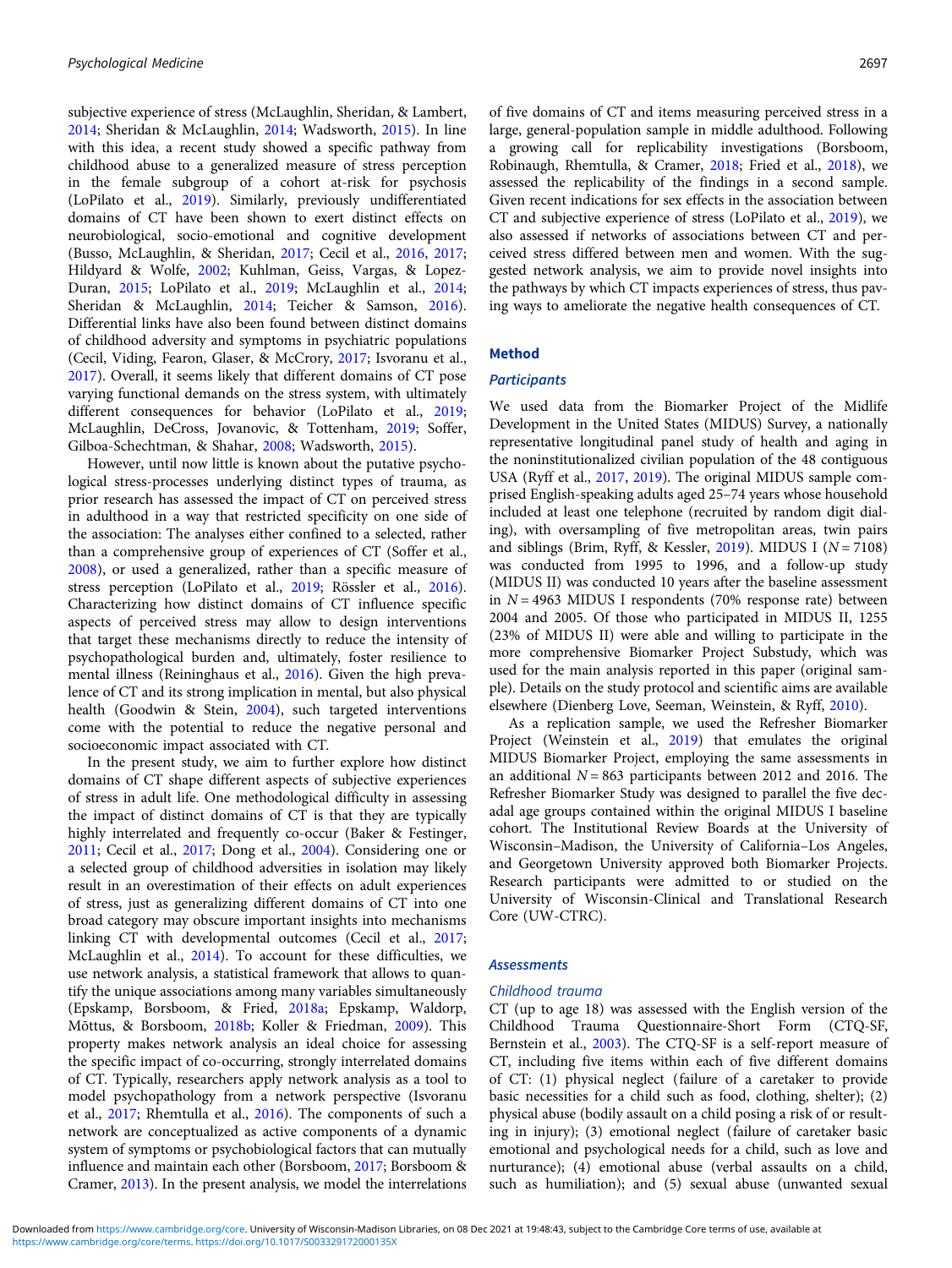subjective experience of stress (McLaughlin, Sheridan, & Lambert, 2014; Sheridan & McLaughlin, 2014; Wadsworth, 2015). In line with this idea, a recent study showed a specific pathway from childhood abuse to a generalized measure of stress perception in the female subgroup of a cohort at-risk for psychosis (LoPilato et al., 2019). Similarly, previously undifferentiated domains of CT have been shown to exert distinct effects on neurobiological, socio-emotional and cognitive development (Busso, McLaughlin, & Sheridan, 2017; Cecil et al., 2016, 2017; Hildyard & Wolfe, 2002; Kuhlman, Geiss, Vargas, & Lopez-Duran, 2015; LoPilato et al., 2019; McLaughlin et al., 2014; Sheridan & McLaughlin, 2014; Teicher & Samson, 2016). Differential links have also been found between distinct domains of childhood adversity and symptoms in psychiatric populations (Cecil, Viding, Fearon, Glaser, & McCrory, 2017; Isvoranu et al., 2017). Overall, it seems likely that different domains of CT pose varying functional demands on the stress system, with ultimately different consequences for behavior (LoPilato et al., 2019; McLaughlin, DeCross, Jovanovic, & Tottenham, 2019; Soffer, Gilboa-Schechtman, & Shahar, 2008; Wadsworth, 2015).

However, until now little is known about the putative psychological stress-processes underlying distinct types of trauma, as prior research has assessed the impact of CT on perceived stress in adulthood in a way that restricted specificity on one side of the association: The analyses either confined to a selected, rather than a comprehensive group of experiences of CT (Soffer et al., 2008), or used a generalized, rather than a specific measure of stress perception (LoPilato et al., 2019; Rössler et al., 2016). Characterizing how distinct domains of CT influence specific aspects of perceived stress may allow to design interventions that target these mechanisms directly to reduce the intensity of psychopathological burden and, ultimately, foster resilience to mental illness (Reininghaus et al., 2016). Given the high prevalence of CT and its strong implication in mental, but also physical health (Goodwin & Stein, 2004), such targeted interventions come with the potential to reduce the negative personal and socioeconomic impact associated with CT.

In the present study, we aim to further explore how distinct domains of CT shape different aspects of subjective experiences of stress in adult life. One methodological difficulty in assessing the impact of distinct domains of CT is that they are typically highly interrelated and frequently co-occur (Baker & Festinger, 2011; Cecil et al., 2017; Dong et al., 2004). Considering one or a selected group of childhood adversities in isolation may likely result in an overestimation of their effects on adult experiences of stress, just as generalizing different domains of CT into one broad category may obscure important insights into mechanisms linking CT with developmental outcomes (Cecil et al., 2017; McLaughlin et al., 2014). To account for these difficulties, we use network analysis, a statistical framework that allows to quantify the unique associations among many variables simultaneously (Epskamp, Borsboom, & Fried, 2018a; Epskamp, Waldorp, Mõttus, & Borsboom, 2018b; Koller & Friedman, 2009). This property makes network analysis an ideal choice for assessing the specific impact of co-occurring, strongly interrelated domains of CT. Typically, researchers apply network analysis as a tool to model psychopathology from a network perspective (Isvoranu et al., 2017; Rhemtulla et al., 2016). The components of such a network are conceptualized as active components of a dynamic system of symptoms or psychobiological factors that can mutually influence and maintain each other (Borsboom, 2017; Borsboom & Cramer, 2013). In the present analysis, we model the interrelations of five domains of CT and items measuring perceived stress in a large, general-population sample in middle adulthood. Following a growing call for replicability investigations (Borsboom, Robinaugh, Rhemtulla, & Cramer, 2018; Fried et al., 2018), we assessed the replicability of the findings in a second sample. Given recent indications for sex effects in the association between CT and subjective experience of stress (LoPilato et al., 2019), we also assessed if networks of associations between CT and perceived stress differed between men and women. With the suggested network analysis, we aim to provide novel insights into the pathways by which CT impacts experiences of stress, thus paving ways to ameliorate the negative health consequences of CT.

## Method

### Participants

We used data from the Biomarker Project of the Midlife Development in the United States (MIDUS) Survey, a nationally representative longitudinal panel study of health and aging in the noninstitutionalized civilian population of the 48 contiguous USA (Ryff et al., 2017, 2019). The original MIDUS sample comprised English-speaking adults aged 25–74 years whose household included at least one telephone (recruited by random digit dialing), with oversampling of five metropolitan areas, twin pairs and siblings (Brim, Ryff, & Kessler, 2019). MIDUS I ($N = 7108$) was conducted from 1995 to 1996, and a follow-up study (MIDUS II) was conducted 10 years after the baseline assessment in $N = 4963$ MIDUS I respondents (70% response rate) between 2004 and 2005. Of those who participated in MIDUS II, 1255 (23% of MIDUS II) were able and willing to participate in the more comprehensive Biomarker Project Substudy, which was used for the main analysis reported in this paper (original sample). Details on the study protocol and scientific aims are available elsewhere (Dienberg Love, Seeman, Weinstein, & Ryff, 2010).

As a replication sample, we used the Refresher Biomarker Project (Weinstein et al., 2019) that emulates the original MIDUS Biomarker Project, employing the same assessments in an additional $N = 863$ participants between 2012 and 2016. The Refresher Biomarker Study was designed to parallel the five decadal age groups contained within the original MIDUS I baseline cohort. The Institutional Review Boards at the University of Wisconsin–Madison, the University of California–Los Angeles, and Georgetown University approved both Biomarker Projects. Research participants were admitted to or studied on the University of Wisconsin-Clinical and Translational Research Core (UW-CTRC).

### Assessments

#### Childhood trauma

CT (up to age 18) was assessed with the English version of the Childhood Trauma Questionnaire-Short Form (CTQ-SF, Bernstein et al., 2003). The CTQ-SF is a self-report measure of CT, including five items within each of five different domains of CT: (1) physical neglect (failure of a caretaker to provide basic necessities for a child such as food, clothing, shelter); (2) physical abuse (bodily assault on a child posing a risk of or resulting in injury); (3) emotional neglect (failure of caretaker basic emotional and psychological needs for a child, such as love and nurturance); (4) emotional abuse (verbal assaults on a child, such as humiliation); and (5) sexual abuse (unwanted sexual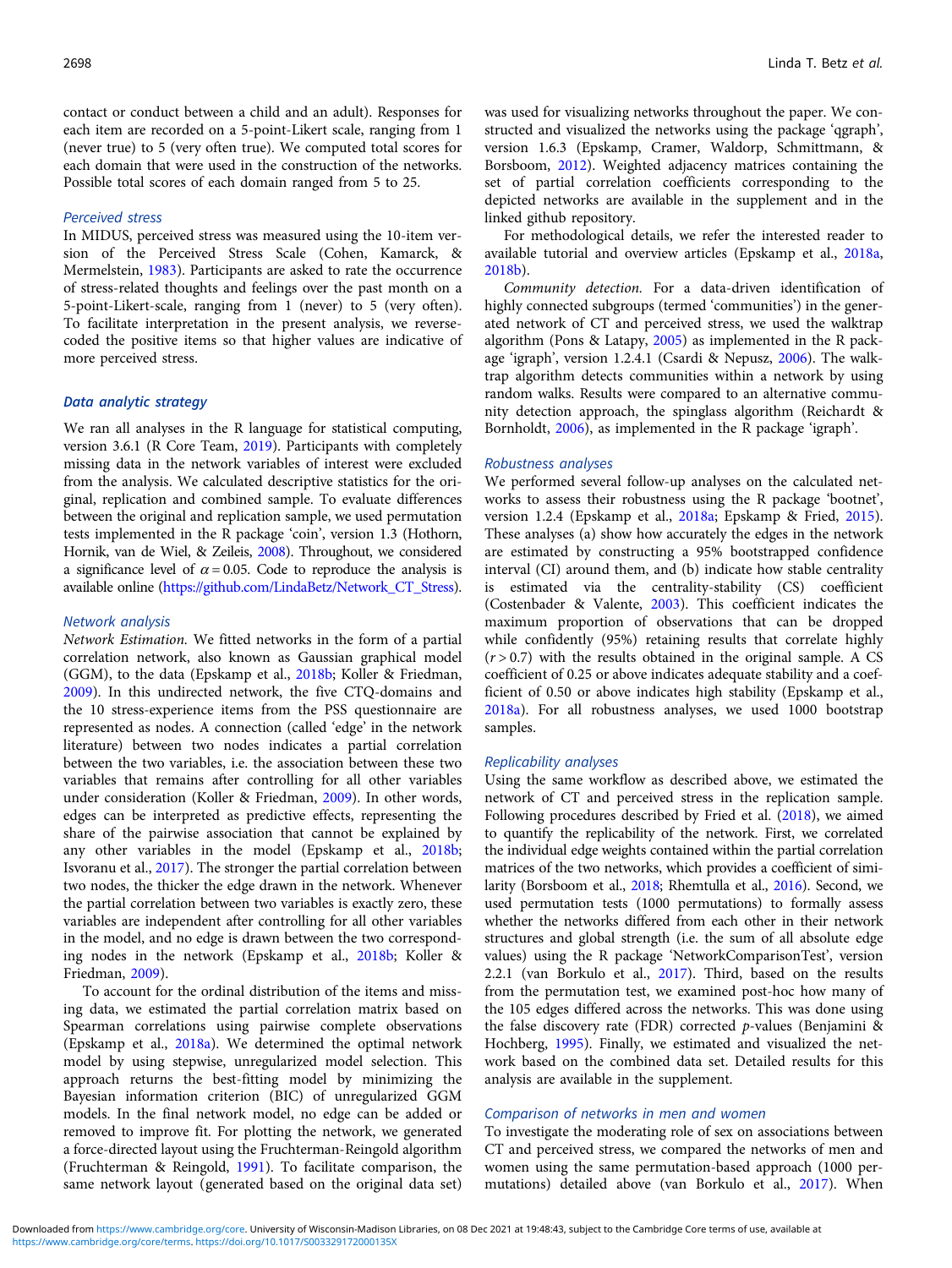contact or conduct between a child and an adult). Responses for each item are recorded on a 5-point-Likert scale, ranging from 1 (never true) to 5 (very often true). We computed total scores for each domain that were used in the construction of the networks. Possible total scores of each domain ranged from 5 to 25.

#### Perceived stress

In MIDUS, perceived stress was measured using the 10-item version of the Perceived Stress Scale (Cohen, Kamarck, & Mermelstein, 1983). Participants are asked to rate the occurrence of stress-related thoughts and feelings over the past month on a 5-point-Likert-scale, ranging from 1 (never) to 5 (very often). To facilitate interpretation in the present analysis, we reverse-coded the positive items so that higher values are indicative of more perceived stress.

### Data analytic strategy

We ran all analyses in the R language for statistical computing, version 3.6.1 (R Core Team, 2019). Participants with completely missing data in the network variables of interest were excluded from the analysis. We calculated descriptive statistics for the original, replication and combined sample. To evaluate differences between the original and replication sample, we used permutation tests implemented in the R package 'coin', version 1.3 (Hothorn, Hornik, van de Wiel, & Zeileis, 2008). Throughout, we considered a significance level of $\alpha = 0.05$. Code to reproduce the analysis is available online (https://github.com/LindaBetz/Network_CT_Stress).

#### Network analysis

*Network Estimation.* We fitted networks in the form of a partial correlation network, also known as Gaussian graphical model (GGM), to the data (Epskamp et al., 2018b; Koller & Friedman, 2009). In this undirected network, the five CTQ-domains and the 10 stress-experience items from the PSS questionnaire are represented as nodes. A connection (called 'edge' in the network literature) between two nodes indicates a partial correlation between the two variables, i.e. the association between these two variables that remains after controlling for all other variables under consideration (Koller & Friedman, 2009). In other words, edges can be interpreted as predictive effects, representing the share of the pairwise association that cannot be explained by any other variables in the model (Epskamp et al., 2018b; Isvoranu et al., 2017). The stronger the partial correlation between two nodes, the thicker the edge drawn in the network. Whenever the partial correlation between two variables is exactly zero, these variables are independent after controlling for all other variables in the model, and no edge is drawn between the two corresponding nodes in the network (Epskamp et al., 2018b; Koller & Friedman, 2009).

To account for the ordinal distribution of the items and missing data, we estimated the partial correlation matrix based on Spearman correlations using pairwise complete observations (Epskamp et al., 2018a). We determined the optimal network model by using stepwise, unregularized model selection. This approach returns the best-fitting model by minimizing the Bayesian information criterion (BIC) of unregularized GGM models. In the final network model, no edge can be added or removed to improve fit. For plotting the network, we generated a force-directed layout using the Fruchterman-Reingold algorithm (Fruchterman & Reingold, 1991). To facilitate comparison, the same network layout (generated based on the original data set) was used for visualizing networks throughout the paper. We constructed and visualized the networks using the package 'qgraph', version 1.6.3 (Epskamp, Cramer, Waldorp, Schmittmann, & Borsboom, 2012). Weighted adjacency matrices containing the set of partial correlation coefficients corresponding to the depicted networks are available in the supplement and in the linked github repository.

For methodological details, we refer the interested reader to available tutorial and overview articles (Epskamp et al., 2018a, 2018b).

*Community detection.* For a data-driven identification of highly connected subgroups (termed 'communities') in the generated network of CT and perceived stress, we used the walktrap algorithm (Pons & Latapy, 2005) as implemented in the R package 'igraph', version 1.2.4.1 (Csardi & Nepusz, 2006). The walktrap algorithm detects communities within a network by using random walks. Results were compared to an alternative community detection approach, the spinglass algorithm (Reichardt & Bornholdt, 2006), as implemented in the R package 'igraph'.

#### Robustness analyses

We performed several follow-up analyses on the calculated networks to assess their robustness using the R package 'bootnet', version 1.2.4 (Epskamp et al., 2018a; Epskamp & Fried, 2015). These analyses (a) show how accurately the edges in the network are estimated by constructing a 95% bootstrapped confidence interval (CI) around them, and (b) indicate how stable centrality is estimated via the centrality-stability (CS) coefficient (Costenbader & Valente, 2003). This coefficient indicates the maximum proportion of observations that can be dropped while confidently (95%) retaining results that correlate highly ($r > 0.7$) with the results obtained in the original sample. A CS coefficient of 0.25 or above indicates adequate stability and a coefficient of 0.50 or above indicates high stability (Epskamp et al., 2018a). For all robustness analyses, we used 1000 bootstrap samples.

#### Replicability analyses

Using the same workflow as described above, we estimated the network of CT and perceived stress in the replication sample. Following procedures described by Fried et al. (2018), we aimed to quantify the replicability of the network. First, we correlated the individual edge weights contained within the partial correlation matrices of the two networks, which provides a coefficient of similarity (Borsboom et al., 2018; Rhemtulla et al., 2016). Second, we used permutation tests (1000 permutations) to formally assess whether the networks differed from each other in their network structures and global strength (i.e. the sum of all absolute edge values) using the R package 'NetworkComparisonTest', version 2.2.1 (van Borkulo et al., 2017). Third, based on the results from the permutation test, we examined post-hoc how many of the 105 edges differed across the networks. This was done using the false discovery rate (FDR) corrected $p$-values (Benjamini & Hochberg, 1995). Finally, we estimated and visualized the network based on the combined data set. Detailed results for this analysis are available in the supplement.

#### Comparison of networks in men and women

To investigate the moderating role of sex on associations between CT and perceived stress, we compared the networks of men and women using the same permutation-based approach (1000 permutations) detailed above (van Borkulo et al., 2017). When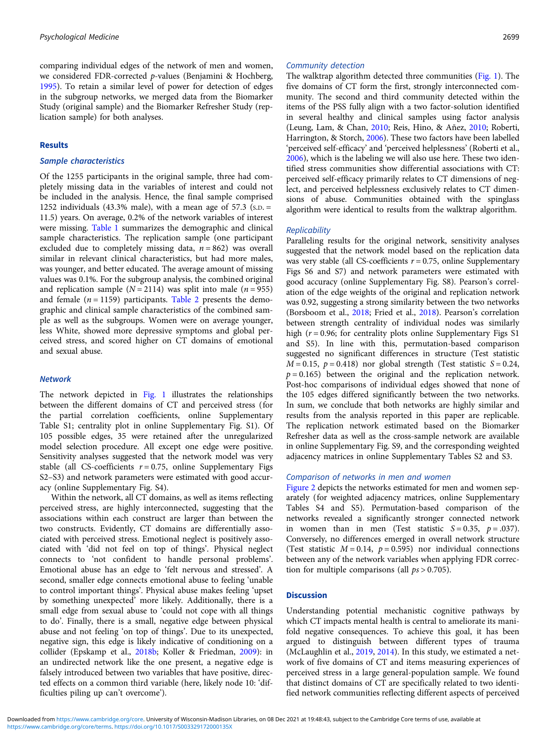comparing individual edges of the network of men and women, we considered FDR-corrected $p$-values (Benjamini & Hochberg, 1995). To retain a similar level of power for detection of edges in the subgroup networks, we merged data from the Biomarker Study (original sample) and the Biomarker Refresher Study (replication sample) for both analyses.

## Results

### Sample characteristics

Of the 1255 participants in the original sample, three had completely missing data in the variables of interest and could not be included in the analysis. Hence, the final sample comprised 1252 individuals (43.3% male), with a mean age of 57.3 (S.D. = 11.5) years. On average, 0.2% of the network variables of interest were missing. Table 1 summarizes the demographic and clinical sample characteristics. The replication sample (one participant excluded due to completely missing data, $n = 862$) was overall similar in relevant clinical characteristics, but had more males, was younger, and better educated. The average amount of missing values was 0.1%. For the subgroup analysis, the combined original and replication sample ($N = 2114$) was split into male ($n = 955$) and female ($n = 1159$) participants. Table 2 presents the demographic and clinical sample characteristics of the combined sample as well as the subgroups. Women were on average younger, less White, showed more depressive symptoms and global perceived stress, and scored higher on CT domains of emotional and sexual abuse.

### Network

The network depicted in Fig. 1 illustrates the relationships between the different domains of CT and perceived stress (for the partial correlation coefficients, online Supplementary Table S1; centrality plot in online Supplementary Fig. S1). Of 105 possible edges, 35 were retained after the unregularized model selection procedure. All except one edge were positive. Sensitivity analyses suggested that the network model was very stable (all CS-coefficients $r = 0.75$, online Supplementary Figs S2–S3) and network parameters were estimated with good accuracy (online Supplementary Fig. S4).

Within the network, all CT domains, as well as items reflecting perceived stress, are highly interconnected, suggesting that the associations within each construct are larger than between the two constructs. Evidently, CT domains are differentially associated with perceived stress. Emotional neglect is positively associated with 'did not feel on top of things'. Physical neglect connects to 'not confident to handle personal problems'. Emotional abuse has an edge to 'felt nervous and stressed'. A second, smaller edge connects emotional abuse to feeling 'unable to control important things'. Physical abuse makes feeling 'upset by something unexpected' more likely. Additionally, there is a small edge from sexual abuse to 'could not cope with all things to do'. Finally, there is a small, negative edge between physical abuse and not feeling 'on top of things'. Due to its unexpected, negative sign, this edge is likely indicative of conditioning on a collider (Epskamp et al., 2018b; Koller & Friedman, 2009): in an undirected network like the one present, a negative edge is falsely introduced between two variables that have positive, directed effects on a common third variable (here, likely node 10: 'difficulties piling up can't overcome').

### Community detection

The walktrap algorithm detected three communities (Fig. 1). The five domains of CT form the first, strongly interconnected community. The second and third community detected within the items of the PSS fully align with a two factor-solution identified in several healthy and clinical samples using factor analysis (Leung, Lam, & Chan, 2010; Reis, Hino, & Añez, 2010; Roberti, Harrington, & Storch, 2006). These two factors have been labelled 'perceived self-efficacy' and 'perceived helplessness' (Roberti et al., 2006), which is the labeling we will also use here. These two identified stress communities show differential associations with CT: perceived self-efficacy primarily relates to CT dimensions of neglect, and perceived helplessness exclusively relates to CT dimensions of abuse. Communities obtained with the spinglass algorithm were identical to results from the walktrap algorithm.

### Replicability

Paralleling results for the original network, sensitivity analyses suggested that the network model based on the replication data was very stable (all CS-coefficients $r = 0.75$, online Supplementary Figs S6 and S7) and network parameters were estimated with good accuracy (online Supplementary Fig. S8). Pearson's correlation of the edge weights of the original and replication network was 0.92, suggesting a strong similarity between the two networks (Borsboom et al., 2018; Fried et al., 2018). Pearson's correlation between strength centrality of individual nodes was similarly high ($r = 0.96$; for centrality plots online Supplementary Figs S1 and S5). In line with this, permutation-based comparison suggested no significant differences in structure (Test statistic $M = 0.15$, $p = 0.418$) nor global strength (Test statistic $S = 0.24$, $p = 0.165$) between the original and the replication network. Post-hoc comparisons of individual edges showed that none of the 105 edges differed significantly between the two networks. In sum, we conclude that both networks are highly similar and results from the analysis reported in this paper are replicable. The replication network estimated based on the Biomarker Refresher data as well as the cross-sample network are available in online Supplementary Fig. S9, and the corresponding weighted adjacency matrices in online Supplementary Tables S2 and S3.

### Comparison of networks in men and women

Figure 2 depicts the networks estimated for men and women separately (for weighted adjacency matrices, online Supplementary Tables S4 and S5). Permutation-based comparison of the networks revealed a significantly stronger connected network in women than in men (Test statistic $S = 0.35$, $p = .037$). Conversely, no differences emerged in overall network structure (Test statistic $M = 0.14$, $p = 0.595$) nor individual connections between any of the network variables when applying FDR correction for multiple comparisons (all $ps > 0.705$).

## Discussion

Understanding potential mechanistic cognitive pathways by which CT impacts mental health is central to ameliorate its manifold negative consequences. To achieve this goal, it has been argued to distinguish between different types of trauma (McLaughlin et al., 2019, 2014). In this study, we estimated a network of five domains of CT and items measuring experiences of perceived stress in a large general-population sample. We found that distinct domains of CT are specifically related to two identified network communities reflecting different aspects of perceived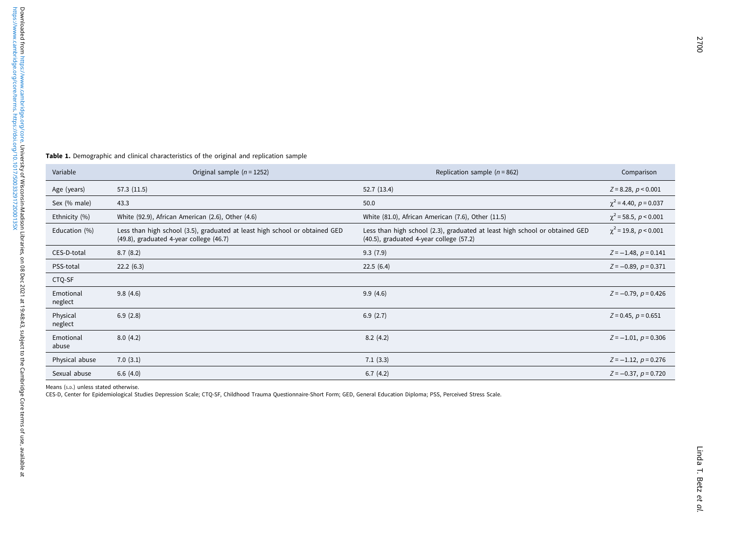**Table 1.** Demographic and clinical characteristics of the original and replication sample

| Variable | Original sample ($n = 1252$) | Replication sample ($n = 862$) | Comparison |
|---|---|---|---|
| Age (years) | 57.3 (11.5) | 52.7 (13.4) | $Z = 8.28$, $p < 0.001$ |
| Sex (% male) | 43.3 | 50.0 | $\chi^2 = 4.40$, $p = 0.037$ |
| Ethnicity (%) | White (92.9), African American (2.6), Other (4.6) | White (81.0), African American (7.6), Other (11.5) | $\chi^2 = 58.5$, $p < 0.001$ |
| Education (%) | Less than high school (3.5), graduated at least high school or obtained GED (49.8), graduated 4-year college (46.7) | Less than high school (2.3), graduated at least high school or obtained GED (40.5), graduated 4-year college (57.2) | $\chi^2 = 19.8$, $p < 0.001$ |
| CES-D-total | 8.7 (8.2) | 9.3 (7.9) | $Z = -1.48$, $p = 0.141$ |
| PSS-total | 22.2 (6.3) | 22.5 (6.4) | $Z = -0.89$, $p = 0.371$ |
| CTQ-SF | | | |
| Emotional neglect | 9.8 (4.6) | 9.9 (4.6) | $Z = -0.79$, $p = 0.426$ |
| Physical neglect | 6.9 (2.8) | 6.9 (2.7) | $Z = 0.45$, $p = 0.651$ |
| Emotional abuse | 8.0 (4.2) | 8.2 (4.2) | $Z = -1.01$, $p = 0.306$ |
| Physical abuse | 7.0 (3.1) | 7.1 (3.3) | $Z = -1.12$, $p = 0.276$ |
| Sexual abuse | 6.6 (4.0) | 6.7 (4.2) | $Z = -0.37$, $p = 0.720$ |

Means (S.D.) unless stated otherwise.

CES-D, Center for Epidemiological Studies Depression Scale; CTQ-SF, Childhood Trauma Questionnaire-Short Form; GED, General Education Diploma; PSS, Perceived Stress Scale.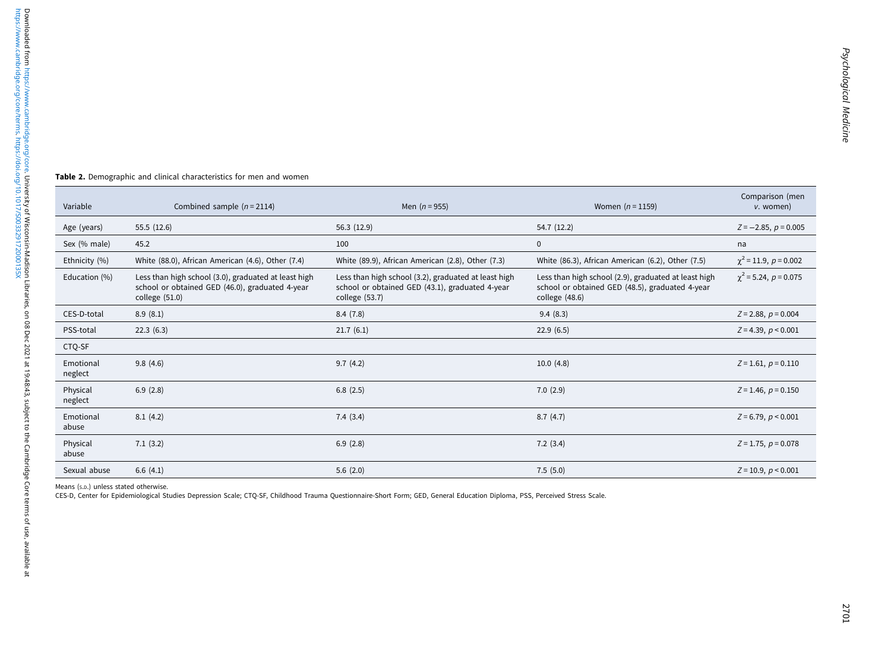**Table 2.** Demographic and clinical characteristics for men and women

| Variable | Combined sample ($n = 2114$) | Men ($n = 955$) | Women ($n = 1159$) | Comparison (men *v.* women) |
|---|---|---|---|---|
| Age (years) | 55.5 (12.6) | 56.3 (12.9) | 54.7 (12.2) | $Z = -2.85$, $p = 0.005$ |
| Sex (% male) | 45.2 | 100 | 0 | na |
| Ethnicity (%) | White (88.0), African American (4.6), Other (7.4) | White (89.9), African American (2.8), Other (7.3) | White (86.3), African American (6.2), Other (7.5) | $\chi^2 = 11.9$, $p = 0.002$ |
| Education (%) | Less than high school (3.0), graduated at least high school or obtained GED (46.0), graduated 4-year college (51.0) | Less than high school (3.2), graduated at least high school or obtained GED (43.1), graduated 4-year college (53.7) | Less than high school (2.9), graduated at least high school or obtained GED (48.5), graduated 4-year college (48.6) | $\chi^2 = 5.24$, $p = 0.075$ |
| CES-D-total | 8.9 (8.1) | 8.4 (7.8) | 9.4 (8.3) | $Z = 2.88$, $p = 0.004$ |
| PSS-total | 22.3 (6.3) | 21.7 (6.1) | 22.9 (6.5) | $Z = 4.39$, $p < 0.001$ |
| CTQ-SF | | | | |
| Emotional neglect | 9.8 (4.6) | 9.7 (4.2) | 10.0 (4.8) | $Z = 1.61$, $p = 0.110$ |
| Physical neglect | 6.9 (2.8) | 6.8 (2.5) | 7.0 (2.9) | $Z = 1.46$, $p = 0.150$ |
| Emotional abuse | 8.1 (4.2) | 7.4 (3.4) | 8.7 (4.7) | $Z = 6.79$, $p < 0.001$ |
| Physical abuse | 7.1 (3.2) | 6.9 (2.8) | 7.2 (3.4) | $Z = 1.75$, $p = 0.078$ |
| Sexual abuse | 6.6 (4.1) | 5.6 (2.0) | 7.5 (5.0) | $Z = 10.9$, $p < 0.001$ |

Means (S.D.) unless stated otherwise.

CES-D, Center for Epidemiological Studies Depression Scale; CTQ-SF, Childhood Trauma Questionnaire-Short Form; GED, General Education Diploma, PSS, Perceived Stress Scale.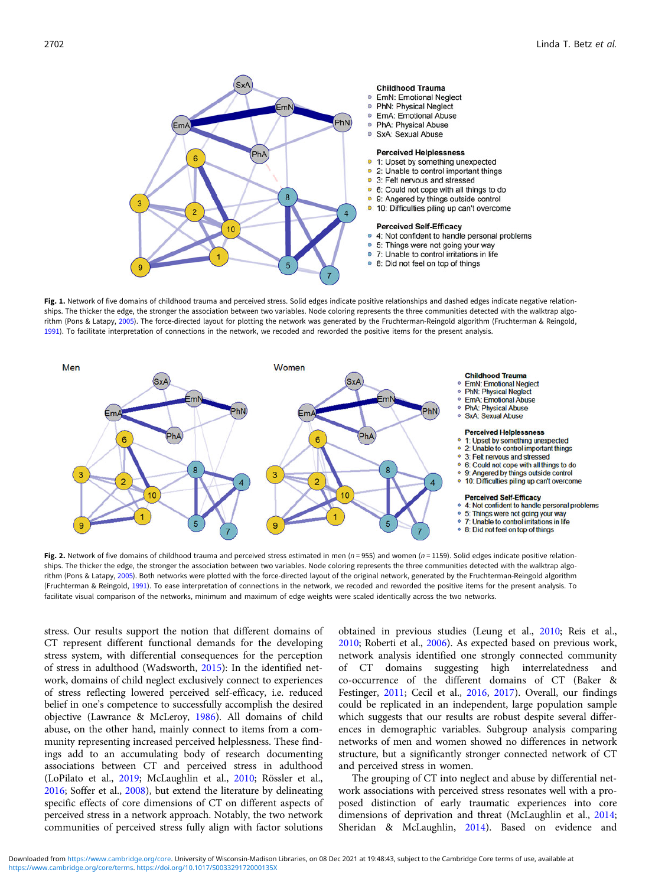**Fig. 1.** Network of five domains of childhood trauma and perceived stress. Solid edges indicate positive relationships and dashed edges indicate negative relationships. The thicker the edge, the stronger the association between two variables. Node coloring represents the three communities detected with the walktrap algorithm (Pons & Latapy, 2005). The force-directed layout for plotting the network was generated by the Fruchterman-Reingold algorithm (Fruchterman & Reingold, 1991). To facilitate interpretation of connections in the network, we recoded and reworded the positive items for the present analysis.

**Fig. 2.** Network of five domains of childhood trauma and perceived stress estimated in men ($n = 955$) and women ($n = 1159$). Solid edges indicate positive relationships. The thicker the edge, the stronger the association between two variables. Node coloring represents the three communities detected with the walktrap algorithm (Pons & Latapy, 2005). Both networks were plotted with the force-directed layout of the original network, generated by the Fruchterman-Reingold algorithm (Fruchterman & Reingold, 1991). To ease interpretation of connections in the network, we recoded and reworded the positive items for the present analysis. To facilitate visual comparison of the networks, minimum and maximum of edge weights were scaled identically across the two networks.

stress. Our results support the notion that different domains of CT represent different functional demands for the developing stress system, with differential consequences for the perception of stress in adulthood (Wadsworth, 2015): In the identified network, domains of child neglect exclusively connect to experiences of stress reflecting lowered perceived self-efficacy, i.e. reduced belief in one's competence to successfully accomplish the desired objective (Lawrance & McLeroy, 1986). All domains of child abuse, on the other hand, mainly connect to items from a community representing increased perceived helplessness. These findings add to an accumulating body of research documenting associations between CT and perceived stress in adulthood (LoPilato et al., 2019; McLaughlin et al., 2010; Rössler et al., 2016; Soffer et al., 2008), but extend the literature by delineating specific effects of core dimensions of CT on different aspects of perceived stress in a network approach. Notably, the two network communities of perceived stress fully align with factor solutions obtained in previous studies (Leung et al., 2010; Reis et al., 2010; Roberti et al., 2006). As expected based on previous work, network analysis identified one strongly connected community of CT domains suggesting high interrelatedness and co-occurrence of the different domains of CT (Baker & Festinger, 2011; Cecil et al., 2016, 2017). Overall, our findings could be replicated in an independent, large population sample which suggests that our results are robust despite several differences in demographic variables. Subgroup analysis comparing networks of men and women showed no differences in network structure, but a significantly stronger connected network of CT and perceived stress in women.

The grouping of CT into neglect and abuse by differential network associations with perceived stress resonates well with a proposed distinction of early traumatic experiences into core dimensions of deprivation and threat (McLaughlin et al., 2014; Sheridan & McLaughlin, 2014). Based on evidence and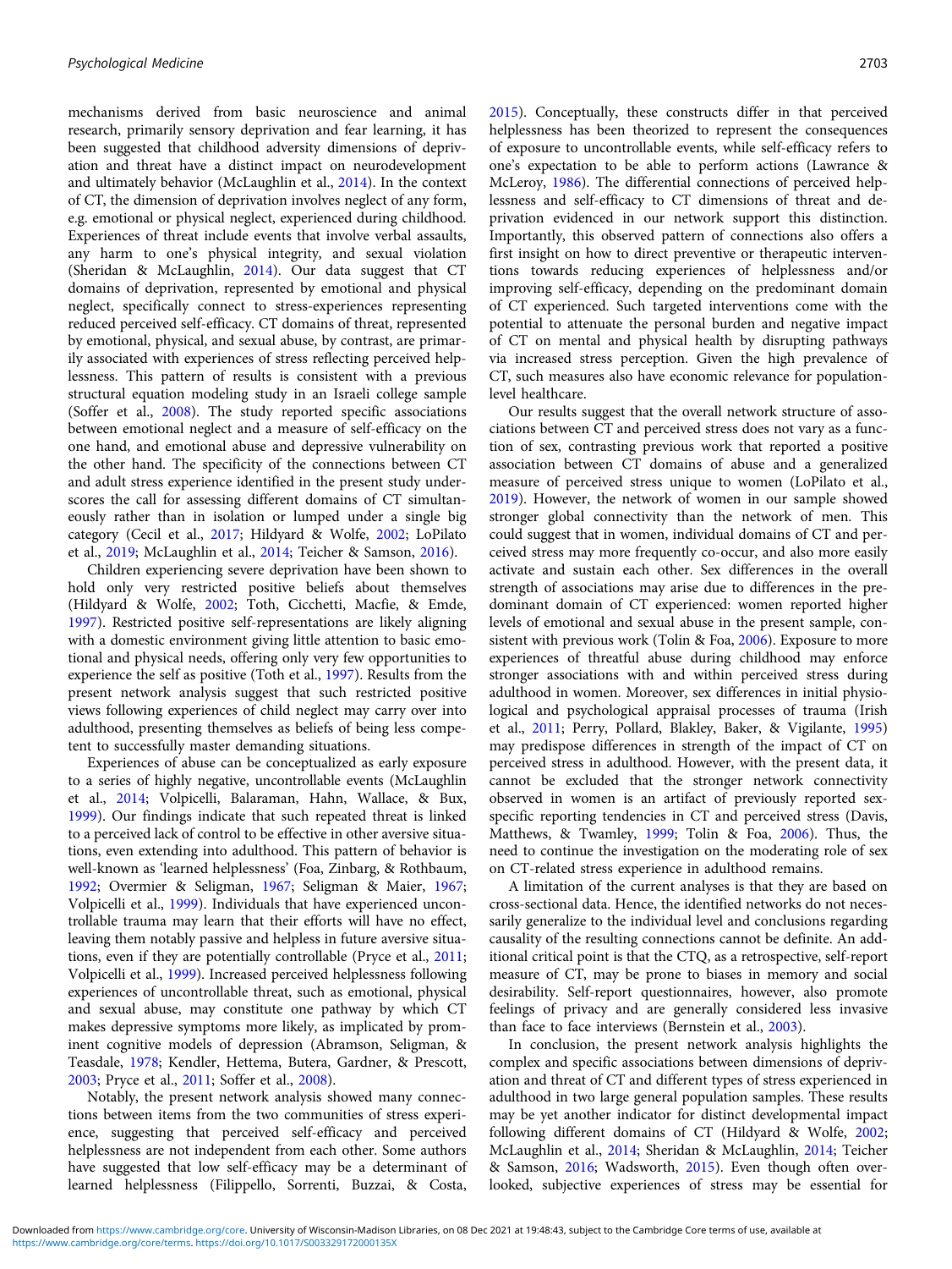mechanisms derived from basic neuroscience and animal research, primarily sensory deprivation and fear learning, it has been suggested that childhood adversity dimensions of deprivation and threat have a distinct impact on neurodevelopment and ultimately behavior (McLaughlin et al., 2014). In the context of CT, the dimension of deprivation involves neglect of any form, e.g. emotional or physical neglect, experienced during childhood. Experiences of threat include events that involve verbal assaults, any harm to one's physical integrity, and sexual violation (Sheridan & McLaughlin, 2014). Our data suggest that CT domains of deprivation, represented by emotional and physical neglect, specifically connect to stress-experiences representing reduced perceived self-efficacy. CT domains of threat, represented by emotional, physical, and sexual abuse, by contrast, are primarily associated with experiences of stress reflecting perceived helplessness. This pattern of results is consistent with a previous structural equation modeling study in an Israeli college sample (Soffer et al., 2008). The study reported specific associations between emotional neglect and a measure of self-efficacy on the one hand, and emotional abuse and depressive vulnerability on the other hand. The specificity of the connections between CT and adult stress experience identified in the present study underscores the call for assessing different domains of CT simultaneously rather than in isolation or lumped under a single big category (Cecil et al., 2017; Hildyard & Wolfe, 2002; LoPilato et al., 2019; McLaughlin et al., 2014; Teicher & Samson, 2016).

Children experiencing severe deprivation have been shown to hold only very restricted positive beliefs about themselves (Hildyard & Wolfe, 2002; Toth, Cicchetti, Macfie, & Emde, 1997). Restricted positive self-representations are likely aligning with a domestic environment giving little attention to basic emotional and physical needs, offering only very few opportunities to experience the self as positive (Toth et al., 1997). Results from the present network analysis suggest that such restricted positive views following experiences of child neglect may carry over into adulthood, presenting themselves as beliefs of being less competent to successfully master demanding situations.

Experiences of abuse can be conceptualized as early exposure to a series of highly negative, uncontrollable events (McLaughlin et al., 2014; Volpicelli, Balaraman, Hahn, Wallace, & Bux, 1999). Our findings indicate that such repeated threat is linked to a perceived lack of control to be effective in other aversive situations, even extending into adulthood. This pattern of behavior is well-known as 'learned helplessness' (Foa, Zinbarg, & Rothbaum, 1992; Overmier & Seligman, 1967; Seligman & Maier, 1967; Volpicelli et al., 1999). Individuals that have experienced uncontrollable trauma may learn that their efforts will have no effect, leaving them notably passive and helpless in future aversive situations, even if they are potentially controllable (Pryce et al., 2011; Volpicelli et al., 1999). Increased perceived helplessness following experiences of uncontrollable threat, such as emotional, physical and sexual abuse, may constitute one pathway by which CT makes depressive symptoms more likely, as implicated by prominent cognitive models of depression (Abramson, Seligman, & Teasdale, 1978; Kendler, Hettema, Butera, Gardner, & Prescott, 2003; Pryce et al., 2011; Soffer et al., 2008).

Notably, the present network analysis showed many connections between items from the two communities of stress experience, suggesting that perceived self-efficacy and perceived helplessness are not independent from each other. Some authors have suggested that low self-efficacy may be a determinant of learned helplessness (Filippello, Sorrenti, Buzzai, & Costa, 2015). Conceptually, these constructs differ in that perceived helplessness has been theorized to represent the consequences of exposure to uncontrollable events, while self-efficacy refers to one's expectation to be able to perform actions (Lawrance & McLeroy, 1986). The differential connections of perceived helplessness and self-efficacy to CT dimensions of threat and deprivation evidenced in our network support this distinction. Importantly, this observed pattern of connections also offers a first insight on how to direct preventive or therapeutic interventions towards reducing experiences of helplessness and/or improving self-efficacy, depending on the predominant domain of CT experienced. Such targeted interventions come with the potential to attenuate the personal burden and negative impact of CT on mental and physical health by disrupting pathways via increased stress perception. Given the high prevalence of CT, such measures also have economic relevance for population-level healthcare.

Our results suggest that the overall network structure of associations between CT and perceived stress does not vary as a function of sex, contrasting previous work that reported a positive association between CT domains of abuse and a generalized measure of perceived stress unique to women (LoPilato et al., 2019). However, the network of women in our sample showed stronger global connectivity than the network of men. This could suggest that in women, individual domains of CT and perceived stress may more frequently co-occur, and also more easily activate and sustain each other. Sex differences in the overall strength of associations may arise due to differences in the predominant domain of CT experienced: women reported higher levels of emotional and sexual abuse in the present sample, consistent with previous work (Tolin & Foa, 2006). Exposure to more experiences of threatful abuse during childhood may enforce stronger associations with and within perceived stress during adulthood in women. Moreover, sex differences in initial physiological and psychological appraisal processes of trauma (Irish et al., 2011; Perry, Pollard, Blakley, Baker, & Vigilante, 1995) may predispose differences in strength of the impact of CT on perceived stress in adulthood. However, with the present data, it cannot be excluded that the stronger network connectivity observed in women is an artifact of previously reported sex-specific reporting tendencies in CT and perceived stress (Davis, Matthews, & Twamley, 1999; Tolin & Foa, 2006). Thus, the need to continue the investigation on the moderating role of sex on CT-related stress experience in adulthood remains.

A limitation of the current analyses is that they are based on cross-sectional data. Hence, the identified networks do not necessarily generalize to the individual level and conclusions regarding causality of the resulting connections cannot be definite. An additional critical point is that the CTQ, as a retrospective, self-report measure of CT, may be prone to biases in memory and social desirability. Self-report questionnaires, however, also promote feelings of privacy and are generally considered less invasive than face to face interviews (Bernstein et al., 2003).

In conclusion, the present network analysis highlights the complex and specific associations between dimensions of deprivation and threat of CT and different types of stress experienced in adulthood in two large general population samples. These results may be yet another indicator for distinct developmental impact following different domains of CT (Hildyard & Wolfe, 2002; McLaughlin et al., 2014; Sheridan & McLaughlin, 2014; Teicher & Samson, 2016; Wadsworth, 2015). Even though often overlooked, subjective experiences of stress may be essential for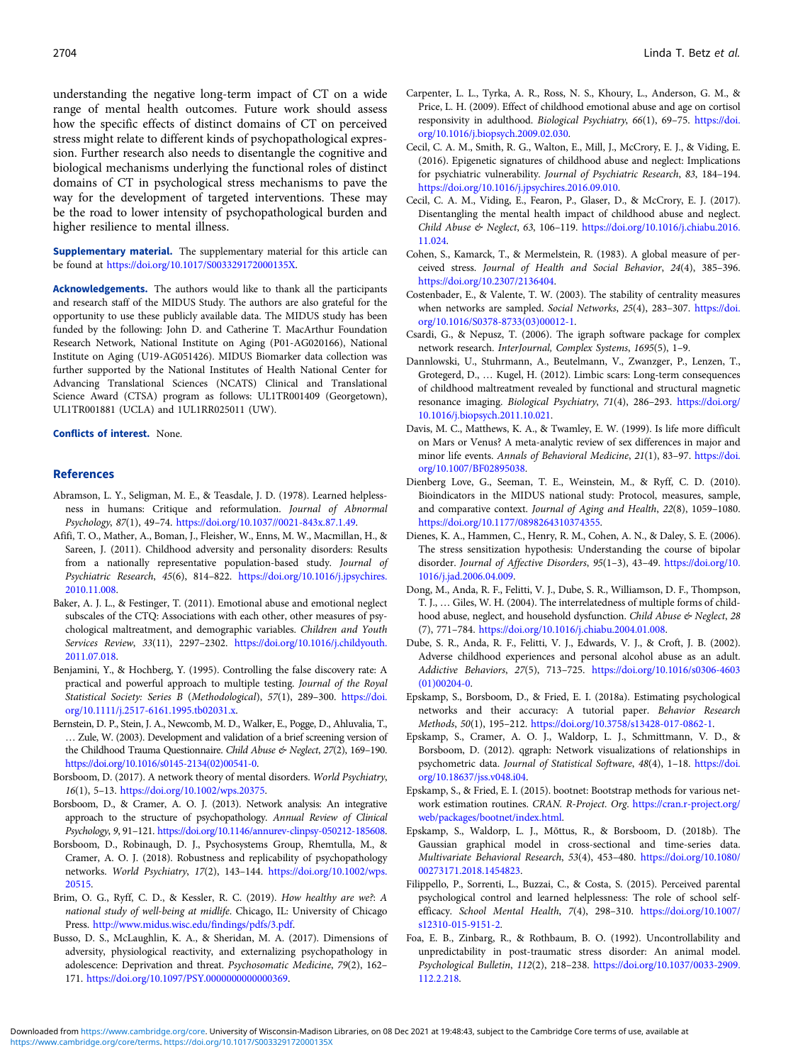understanding the negative long-term impact of CT on a wide range of mental health outcomes. Future work should assess how the specific effects of distinct domains of CT on perceived stress might relate to different kinds of psychopathological expression. Further research also needs to disentangle the cognitive and biological mechanisms underlying the functional roles of distinct domains of CT in psychological stress mechanisms to pave the way for the development of targeted interventions. These may be the road to lower intensity of psychopathological burden and higher resilience to mental illness.

**Supplementary material.** The supplementary material for this article can be found at https://doi.org/10.1017/S003329172000135X.

**Acknowledgements.** The authors would like to thank all the participants and research staff of the MIDUS Study. The authors are also grateful for the opportunity to use these publicly available data. The MIDUS study has been funded by the following: John D. and Catherine T. MacArthur Foundation Research Network, National Institute on Aging (P01-AG020166), National Institute on Aging (U19-AG051426). MIDUS Biomarker data collection was further supported by the National Institutes of Health National Center for Advancing Translational Sciences (NCATS) Clinical and Translational Science Award (CTSA) program as follows: UL1TR001409 (Georgetown), UL1TR001881 (UCLA) and 1UL1RR025011 (UW).

**Conflicts of interest.** None.

## References

Abramson, L. Y., Seligman, M. E., & Teasdale, J. D. (1978). Learned helplessness in humans: Critique and reformulation. *Journal of Abnormal Psychology*, *87*(1), 49–74. https://doi.org/10.1037//0021-843x.87.1.49.

Afifi, T. O., Mather, A., Boman, J., Fleisher, W., Enns, M. W., Macmillan, H., & Sareen, J. (2011). Childhood adversity and personality disorders: Results from a nationally representative population-based study. *Journal of Psychiatric Research*, *45*(6), 814–822. https://doi.org/10.1016/j.jpsychires.2010.11.008.

Baker, A. J. L., & Festinger, T. (2011). Emotional abuse and emotional neglect subscales of the CTQ: Associations with each other, other measures of psychological maltreatment, and demographic variables. *Children and Youth Services Review*, *33*(11), 2297–2302. https://doi.org/10.1016/j.childyouth.2011.07.018.

Benjamini, Y., & Hochberg, Y. (1995). Controlling the false discovery rate: A practical and powerful approach to multiple testing. *Journal of the Royal Statistical Society: Series B (Methodological)*, *57*(1), 289–300. https://doi.org/10.1111/j.2517-6161.1995.tb02031.x.

Bernstein, D. P., Stein, J. A., Newcomb, M. D., Walker, E., Pogge, D., Ahluvalia, T., … Zule, W. (2003). Development and validation of a brief screening version of the Childhood Trauma Questionnaire. *Child Abuse & Neglect*, *27*(2), 169–190. https://doi.org/10.1016/s0145-2134(02)00541-0.

Borsboom, D. (2017). A network theory of mental disorders. *World Psychiatry*, *16*(1), 5–13. https://doi.org/10.1002/wps.20375.

Borsboom, D., & Cramer, A. O. J. (2013). Network analysis: An integrative approach to the structure of psychopathology. *Annual Review of Clinical Psychology*, *9*, 91–121. https://doi.org/10.1146/annurev-clinpsy-050212-185608.

Borsboom, D., Robinaugh, D. J., Psychosystems Group, Rhemtulla, M., & Cramer, A. O. J. (2018). Robustness and replicability of psychopathology networks. *World Psychiatry*, *17*(2), 143–144. https://doi.org/10.1002/wps.20515.

Brim, O. G., Ryff, C. D., & Kessler, R. C. (2019). *How healthy are we?: A national study of well-being at midlife*. Chicago, IL: University of Chicago Press. http://www.midus.wisc.edu/findings/pdfs/3.pdf.

Busso, D. S., McLaughlin, K. A., & Sheridan, M. A. (2017). Dimensions of adversity, physiological reactivity, and externalizing psychopathology in adolescence: Deprivation and threat. *Psychosomatic Medicine*, *79*(2), 162–171. https://doi.org/10.1097/PSY.0000000000000369.

Carpenter, L. L., Tyrka, A. R., Ross, N. S., Khoury, L., Anderson, G. M., & Price, L. H. (2009). Effect of childhood emotional abuse and age on cortisol responsivity in adulthood. *Biological Psychiatry*, *66*(1), 69–75. https://doi.org/10.1016/j.biopsych.2009.02.030.

Cecil, C. A. M., Smith, R. G., Walton, E., Mill, J., McCrory, E. J., & Viding, E. (2016). Epigenetic signatures of childhood abuse and neglect: Implications for psychiatric vulnerability. *Journal of Psychiatric Research*, *83*, 184–194. https://doi.org/10.1016/j.jpsychires.2016.09.010.

Cecil, C. A. M., Viding, E., Fearon, P., Glaser, D., & McCrory, E. J. (2017). Disentangling the mental health impact of childhood abuse and neglect. *Child Abuse & Neglect*, *63*, 106–119. https://doi.org/10.1016/j.chiabu.2016.11.024.

Cohen, S., Kamarck, T., & Mermelstein, R. (1983). A global measure of perceived stress. *Journal of Health and Social Behavior*, *24*(4), 385–396. https://doi.org/10.2307/2136404.

Costenbader, E., & Valente, T. W. (2003). The stability of centrality measures when networks are sampled. *Social Networks*, *25*(4), 283–307. https://doi.org/10.1016/S0378-8733(03)00012-1.

Csardi, G., & Nepusz, T. (2006). The igraph software package for complex network research. *InterJournal, Complex Systems*, *1695*(5), 1–9.

Dannlowski, U., Stuhrmann, A., Beutelmann, V., Zwanzger, P., Lenzen, T., Grotegerd, D., … Kugel, H. (2012). Limbic scars: Long-term consequences of childhood maltreatment revealed by functional and structural magnetic resonance imaging. *Biological Psychiatry*, *71*(4), 286–293. https://doi.org/10.1016/j.biopsych.2011.10.021.

Davis, M. C., Matthews, K. A., & Twamley, E. W. (1999). Is life more difficult on Mars or Venus? A meta-analytic review of sex differences in major and minor life events. *Annals of Behavioral Medicine*, *21*(1), 83–97. https://doi.org/10.1007/BF02895038.

Dienberg Love, G., Seeman, T. E., Weinstein, M., & Ryff, C. D. (2010). Bioindicators in the MIDUS national study: Protocol, measures, sample, and comparative context. *Journal of Aging and Health*, *22*(8), 1059–1080. https://doi.org/10.1177/0898264310374355.

Dienes, K. A., Hammen, C., Henry, R. M., Cohen, A. N., & Daley, S. E. (2006). The stress sensitization hypothesis: Understanding the course of bipolar disorder. *Journal of Affective Disorders*, *95*(1–3), 43–49. https://doi.org/10.1016/j.jad.2006.04.009.

Dong, M., Anda, R. F., Felitti, V. J., Dube, S. R., Williamson, D. F., Thompson, T. J., … Giles, W. H. (2004). The interrelatedness of multiple forms of childhood abuse, neglect, and household dysfunction. *Child Abuse & Neglect*, *28*(7), 771–784. https://doi.org/10.1016/j.chiabu.2004.01.008.

Dube, S. R., Anda, R. F., Felitti, V. J., Edwards, V. J., & Croft, J. B. (2002). Adverse childhood experiences and personal alcohol abuse as an adult. *Addictive Behaviors*, *27*(5), 713–725. https://doi.org/10.1016/s0306-4603(01)00204-0.

Epskamp, S., Borsboom, D., & Fried, E. I. (2018a). Estimating psychological networks and their accuracy: A tutorial paper. *Behavior Research Methods*, *50*(1), 195–212. https://doi.org/10.3758/s13428-017-0862-1.

Epskamp, S., Cramer, A. O. J., Waldorp, L. J., Schmittmann, V. D., & Borsboom, D. (2012). qgraph: Network visualizations of relationships in psychometric data. *Journal of Statistical Software*, *48*(4), 1–18. https://doi.org/10.18637/jss.v048.i04.

Epskamp, S., & Fried, E. I. (2015). bootnet: Bootstrap methods for various network estimation routines. *CRAN. R-Project. Org*. https://cran.r-project.org/web/packages/bootnet/index.html.

Epskamp, S., Waldorp, L. J., Mõttus, R., & Borsboom, D. (2018b). The Gaussian graphical model in cross-sectional and time-series data. *Multivariate Behavioral Research*, *53*(4), 453–480. https://doi.org/10.1080/00273171.2018.1454823.

Filippello, P., Sorrenti, L., Buzzai, C., & Costa, S. (2015). Perceived parental psychological control and learned helplessness: The role of school self-efficacy. *School Mental Health*, *7*(4), 298–310. https://doi.org/10.1007/s12310-015-9151-2.

Foa, E. B., Zinbarg, R., & Rothbaum, B. O. (1992). Uncontrollability and unpredictability in post-traumatic stress disorder: An animal model. *Psychological Bulletin*, *112*(2), 218–238. https://doi.org/10.1037/0033-2909.112.2.218.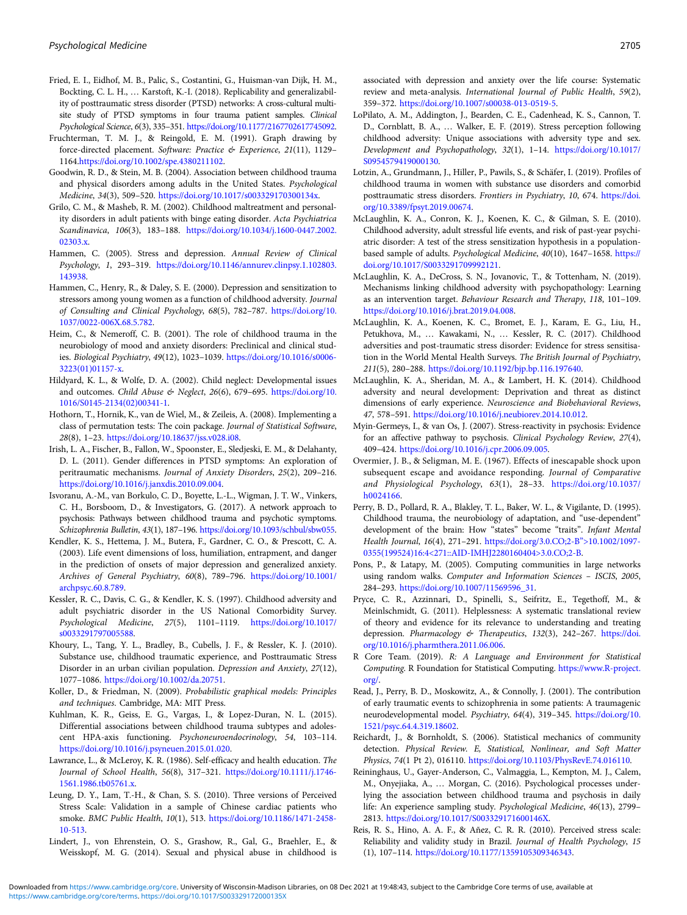Fried, E. I., Eidhof, M. B., Palic, S., Costantini, G., Huisman-van Dijk, H. M., Bockting, C. L. H., … Karstoft, K.-I. (2018). Replicability and generalizability of posttraumatic stress disorder (PTSD) networks: A cross-cultural multisite study of PTSD symptoms in four trauma patient samples. *Clinical Psychological Science*, *6*(3), 335–351. https://doi.org/10.1177/2167702617745092.

Fruchterman, T. M. J., & Reingold, E. M. (1991). Graph drawing by force-directed placement. *Software: Practice & Experience*, *21*(11), 1129–1164.https://doi.org/10.1002/spe.4380211102.

Goodwin, R. D., & Stein, M. B. (2004). Association between childhood trauma and physical disorders among adults in the United States. *Psychological Medicine*, *34*(3), 509–520. https://doi.org/10.1017/s003329170300134x.

Grilo, C. M., & Masheb, R. M. (2002). Childhood maltreatment and personality disorders in adult patients with binge eating disorder. *Acta Psychiatrica Scandinavica*, *106*(3), 183–188. https://doi.org/10.1034/j.1600-0447.2002.02303.x.

Hammen, C. (2005). Stress and depression. *Annual Review of Clinical Psychology*, *1*, 293–319. https://doi.org/10.1146/annurev.clinpsy.1.102803.143938.

Hammen, C., Henry, R., & Daley, S. E. (2000). Depression and sensitization to stressors among young women as a function of childhood adversity. *Journal of Consulting and Clinical Psychology*, *68*(5), 782–787. https://doi.org/10.1037/0022-006X.68.5.782.

Heim, C., & Nemeroff, C. B. (2001). The role of childhood trauma in the neurobiology of mood and anxiety disorders: Preclinical and clinical studies. *Biological Psychiatry*, *49*(12), 1023–1039. https://doi.org/10.1016/s0006-3223(01)01157-x.

Hildyard, K. L., & Wolfe, D. A. (2002). Child neglect: Developmental issues and outcomes. *Child Abuse & Neglect*, *26*(6), 679–695. https://doi.org/10.1016/S0145-2134(02)00341-1.

Hothorn, T., Hornik, K., van de Wiel, M., & Zeileis, A. (2008). Implementing a class of permutation tests: The coin package. *Journal of Statistical Software*, *28*(8), 1–23. https://doi.org/10.18637/jss.v028.i08.

Irish, L. A., Fischer, B., Fallon, W., Spoonster, E., Sledjeski, E. M., & Delahanty, D. L. (2011). Gender differences in PTSD symptoms: An exploration of peritraumatic mechanisms. *Journal of Anxiety Disorders*, *25*(2), 209–216. https://doi.org/10.1016/j.janxdis.2010.09.004.

Isvoranu, A.-M., van Borkulo, C. D., Boyette, L.-L., Wigman, J. T. W., Vinkers, C. H., Borsboom, D., & Investigators, G. (2017). A network approach to psychosis: Pathways between childhood trauma and psychotic symptoms. *Schizophrenia Bulletin*, *43*(1), 187–196. https://doi.org/10.1093/schbul/sbw055.

Kendler, K. S., Hettema, J. M., Butera, F., Gardner, C. O., & Prescott, C. A. (2003). Life event dimensions of loss, humiliation, entrapment, and danger in the prediction of onsets of major depression and generalized anxiety. *Archives of General Psychiatry*, *60*(8), 789–796. https://doi.org/10.1001/archpsyc.60.8.789.

Kessler, R. C., Davis, C. G., & Kendler, K. S. (1997). Childhood adversity and adult psychiatric disorder in the US National Comorbidity Survey. *Psychological Medicine*, *27*(5), 1101–1119. https://doi.org/10.1017/s0033291797005588.

Khoury, L., Tang, Y. L., Bradley, B., Cubells, J. F., & Ressler, K. J. (2010). Substance use, childhood traumatic experience, and Posttraumatic Stress Disorder in an urban civilian population. *Depression and Anxiety*, *27*(12), 1077–1086. https://doi.org/10.1002/da.20751.

Koller, D., & Friedman, N. (2009). *Probabilistic graphical models: Principles and techniques*. Cambridge, MA: MIT Press.

Kuhlman, K. R., Geiss, E. G., Vargas, I., & Lopez-Duran, N. L. (2015). Differential associations between childhood trauma subtypes and adolescent HPA-axis functioning. *Psychoneuroendocrinology*, *54*, 103–114. https://doi.org/10.1016/j.psyneuen.2015.01.020.

Lawrance, L., & McLeroy, K. R. (1986). Self-efficacy and health education. *The Journal of School Health*, *56*(8), 317–321. https://doi.org/10.1111/j.1746-1561.1986.tb05761.x.

Leung, D. Y., Lam, T.-H., & Chan, S. S. (2010). Three versions of Perceived Stress Scale: Validation in a sample of Chinese cardiac patients who smoke. *BMC Public Health*, *10*(1), 513. https://doi.org/10.1186/1471-2458-10-513.

Lindert, J., von Ehrenstein, O. S., Grashow, R., Gal, G., Braehler, E., & Weisskopf, M. G. (2014). Sexual and physical abuse in childhood is associated with depression and anxiety over the life course: Systematic review and meta-analysis. *International Journal of Public Health*, *59*(2), 359–372. https://doi.org/10.1007/s00038-013-0519-5.

LoPilato, A. M., Addington, J., Bearden, C. E., Cadenhead, K. S., Cannon, T. D., Cornblatt, B. A., … Walker, E. F. (2019). Stress perception following childhood adversity: Unique associations with adversity type and sex. *Development and Psychopathology*, *32*(1), 1–14. https://doi.org/10.1017/S0954579419000130.

Lotzin, A., Grundmann, J., Hiller, P., Pawils, S., & Schäfer, I. (2019). Profiles of childhood trauma in women with substance use disorders and comorbid posttraumatic stress disorders. *Frontiers in Psychiatry*, *10*, 674. https://doi.org/10.3389/fpsyt.2019.00674.

McLaughlin, K. A., Conron, K. J., Koenen, K. C., & Gilman, S. E. (2010). Childhood adversity, adult stressful life events, and risk of past-year psychiatric disorder: A test of the stress sensitization hypothesis in a population-based sample of adults. *Psychological Medicine*, *40*(10), 1647–1658. https://doi.org/10.1017/S0033291709992121.

McLaughlin, K. A., DeCross, S. N., Jovanovic, T., & Tottenham, N. (2019). Mechanisms linking childhood adversity with psychopathology: Learning as an intervention target. *Behaviour Research and Therapy*, *118*, 101–109. https://doi.org/10.1016/j.brat.2019.04.008.

McLaughlin, K. A., Koenen, K. C., Bromet, E. J., Karam, E. G., Liu, H., Petukhova, M., … Kawakami, N., … Kessler, R. C. (2017). Childhood adversities and post-traumatic stress disorder: Evidence for stress sensitisation in the World Mental Health Surveys. *The British Journal of Psychiatry*, *211*(5), 280–288. https://doi.org/10.1192/bjp.bp.116.197640.

McLaughlin, K. A., Sheridan, M. A., & Lambert, H. K. (2014). Childhood adversity and neural development: Deprivation and threat as distinct dimensions of early experience. *Neuroscience and Biobehavioral Reviews*, *47*, 578–591. https://doi.org/10.1016/j.neubiorev.2014.10.012.

Myin-Germeys, I., & van Os, J. (2007). Stress-reactivity in psychosis: Evidence for an affective pathway to psychosis. *Clinical Psychology Review*, *27*(4), 409–424. https://doi.org/10.1016/j.cpr.2006.09.005.

Overmier, J. B., & Seligman, M. E. (1967). Effects of inescapable shock upon subsequent escape and avoidance responding. *Journal of Comparative and Physiological Psychology*, *63*(1), 28–33. https://doi.org/10.1037/h0024166.

Perry, B. D., Pollard, R. A., Blakley, T. L., Baker, W. L., & Vigilante, D. (1995). Childhood trauma, the neurobiology of adaptation, and "use-dependent" development of the brain: How "states" become "traits". *Infant Mental Health Journal*, *16*(4), 271–291. https://doi.org/3.0.CO;2-B">10.1002/1097-0355(199524)16:4<271::AID-IMHJ2280160404>3.0.CO;2-B.

Pons, P., & Latapy, M. (2005). Computing communities in large networks using random walks. *Computer and Information Sciences – ISCIS*, *2005*, 284–293. https://doi.org/10.1007/11569596_31.

Pryce, C. R., Azzinnari, D., Spinelli, S., Seifritz, E., Tegethoff, M., & Meinlschmidt, G. (2011). Helplessness: A systematic translational review of theory and evidence for its relevance to understanding and treating depression. *Pharmacology & Therapeutics*, *132*(3), 242–267. https://doi.org/10.1016/j.pharmthera.2011.06.006.

R Core Team. (2019). *R: A Language and Environment for Statistical Computing*. R Foundation for Statistical Computing. https://www.R-project.org/.

Read, J., Perry, B. D., Moskowitz, A., & Connolly, J. (2001). The contribution of early traumatic events to schizophrenia in some patients: A traumagenic neurodevelopmental model. *Psychiatry*, *64*(4), 319–345. https://doi.org/10.1521/psyc.64.4.319.18602.

Reichardt, J., & Bornholdt, S. (2006). Statistical mechanics of community detection. *Physical Review. E, Statistical, Nonlinear, and Soft Matter Physics*, *74*(1 Pt 2), 016110. https://doi.org/10.1103/PhysRevE.74.016110.

Reininghaus, U., Gayer-Anderson, C., Valmaggia, L., Kempton, M. J., Calem, M., Onyejiaka, A., … Morgan, C. (2016). Psychological processes underlying the association between childhood trauma and psychosis in daily life: An experience sampling study. *Psychological Medicine*, *46*(13), 2799–2813. https://doi.org/10.1017/S003329171600146X.

Reis, R. S., Hino, A. A. F., & Añez, C. R. R. (2010). Perceived stress scale: Reliability and validity study in Brazil. *Journal of Health Psychology*, *15* (1), 107–114. https://doi.org/10.1177/1359105309346343.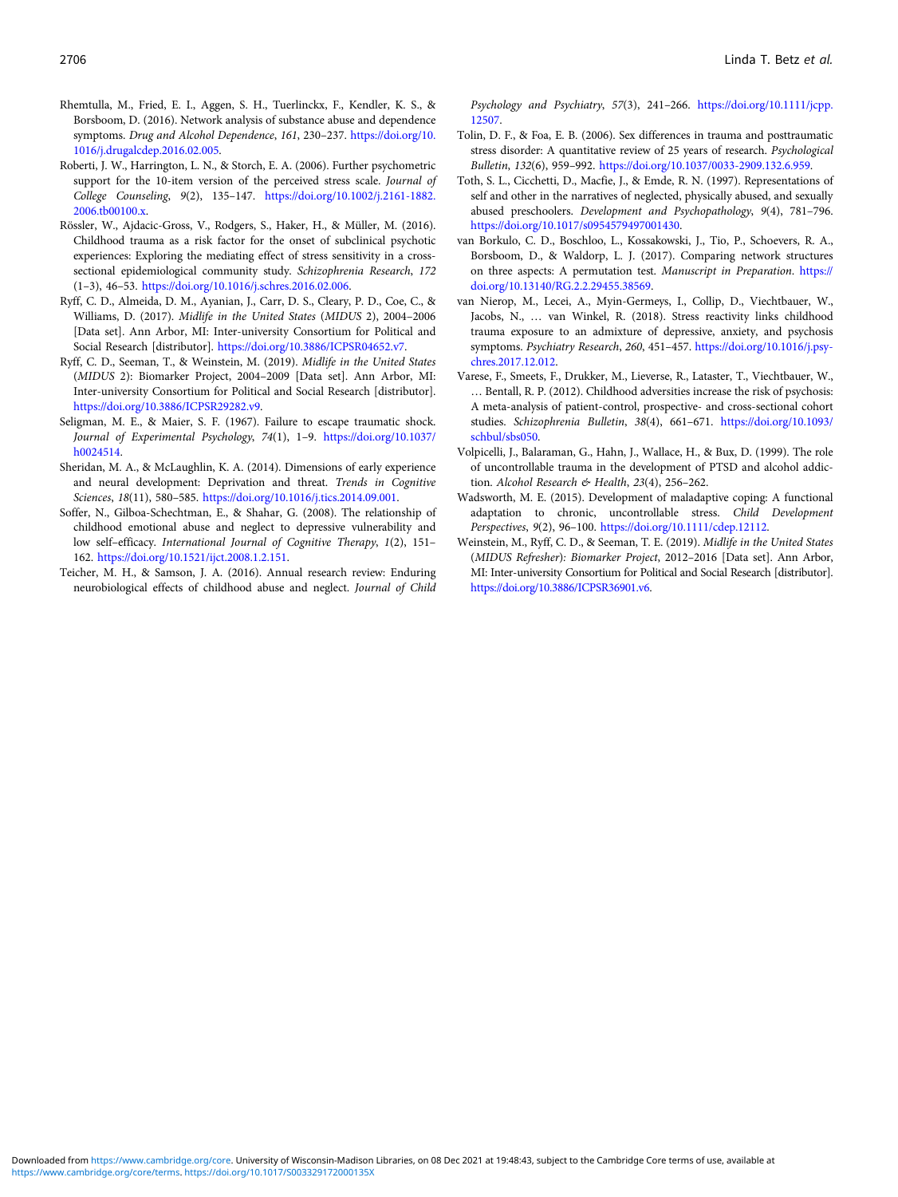Rhemtulla, M., Fried, E. I., Aggen, S. H., Tuerlinckx, F., Kendler, K. S., & Borsboom, D. (2016). Network analysis of substance abuse and dependence symptoms. *Drug and Alcohol Dependence*, *161*, 230–237. https://doi.org/10.1016/j.drugalcdep.2016.02.005.

Roberti, J. W., Harrington, L. N., & Storch, E. A. (2006). Further psychometric support for the 10-item version of the perceived stress scale. *Journal of College Counseling*, *9*(2), 135–147. https://doi.org/10.1002/j.2161-1882.2006.tb00100.x.

Rössler, W., Ajdacic-Gross, V., Rodgers, S., Haker, H., & Müller, M. (2016). Childhood trauma as a risk factor for the onset of subclinical psychotic experiences: Exploring the mediating effect of stress sensitivity in a cross-sectional epidemiological community study. *Schizophrenia Research*, *172* (1–3), 46–53. https://doi.org/10.1016/j.schres.2016.02.006.

Ryff, C. D., Almeida, D. M., Ayanian, J., Carr, D. S., Cleary, P. D., Coe, C., & Williams, D. (2017). *Midlife in the United States* (*MIDUS* 2), 2004–2006 [Data set]. Ann Arbor, MI: Inter-university Consortium for Political and Social Research [distributor]. https://doi.org/10.3886/ICPSR04652.v7.

Ryff, C. D., Seeman, T., & Weinstein, M. (2019). *Midlife in the United States* (*MIDUS* 2): Biomarker Project, 2004–2009 [Data set]. Ann Arbor, MI: Inter-university Consortium for Political and Social Research [distributor]. https://doi.org/10.3886/ICPSR29282.v9.

Seligman, M. E., & Maier, S. F. (1967). Failure to escape traumatic shock. *Journal of Experimental Psychology*, *74*(1), 1–9. https://doi.org/10.1037/h0024514.

Sheridan, M. A., & McLaughlin, K. A. (2014). Dimensions of early experience and neural development: Deprivation and threat. *Trends in Cognitive Sciences*, *18*(11), 580–585. https://doi.org/10.1016/j.tics.2014.09.001.

Soffer, N., Gilboa-Schechtman, E., & Shahar, G. (2008). The relationship of childhood emotional abuse and neglect to depressive vulnerability and low self–efficacy. *International Journal of Cognitive Therapy*, *1*(2), 151–162. https://doi.org/10.1521/ijct.2008.1.2.151.

Teicher, M. H., & Samson, J. A. (2016). Annual research review: Enduring neurobiological effects of childhood abuse and neglect. *Journal of Child Psychology and Psychiatry*, *57*(3), 241–266. https://doi.org/10.1111/jcpp.12507.

Tolin, D. F., & Foa, E. B. (2006). Sex differences in trauma and posttraumatic stress disorder: A quantitative review of 25 years of research. *Psychological Bulletin*, *132*(6), 959–992. https://doi.org/10.1037/0033-2909.132.6.959.

Toth, S. L., Cicchetti, D., Macfie, J., & Emde, R. N. (1997). Representations of self and other in the narratives of neglected, physically abused, and sexually abused preschoolers. *Development and Psychopathology*, *9*(4), 781–796. https://doi.org/10.1017/s0954579497001430.

van Borkulo, C. D., Boschloo, L., Kossakowski, J., Tio, P., Schoevers, R. A., Borsboom, D., & Waldorp, L. J. (2017). Comparing network structures on three aspects: A permutation test. *Manuscript in Preparation*. https://doi.org/10.13140/RG.2.2.29455.38569.

van Nierop, M., Lecei, A., Myin-Germeys, I., Collip, D., Viechtbauer, W., Jacobs, N., … van Winkel, R. (2018). Stress reactivity links childhood trauma exposure to an admixture of depressive, anxiety, and psychosis symptoms. *Psychiatry Research*, *260*, 451–457. https://doi.org/10.1016/j.psychres.2017.12.012.

Varese, F., Smeets, F., Drukker, M., Lieverse, R., Lataster, T., Viechtbauer, W., … Bentall, R. P. (2012). Childhood adversities increase the risk of psychosis: A meta-analysis of patient-control, prospective- and cross-sectional cohort studies. *Schizophrenia Bulletin*, *38*(4), 661–671. https://doi.org/10.1093/schbul/sbs050.

Volpicelli, J., Balaraman, G., Hahn, J., Wallace, H., & Bux, D. (1999). The role of uncontrollable trauma in the development of PTSD and alcohol addiction. *Alcohol Research & Health*, *23*(4), 256–262.

Wadsworth, M. E. (2015). Development of maladaptive coping: A functional adaptation to chronic, uncontrollable stress. *Child Development Perspectives*, *9*(2), 96–100. https://doi.org/10.1111/cdep.12112.

Weinstein, M., Ryff, C. D., & Seeman, T. E. (2019). *Midlife in the United States* (*MIDUS Refresher*): *Biomarker Project*, 2012–2016 [Data set]. Ann Arbor, MI: Inter-university Consortium for Political and Social Research [distributor]. https://doi.org/10.3886/ICPSR36901.v6.